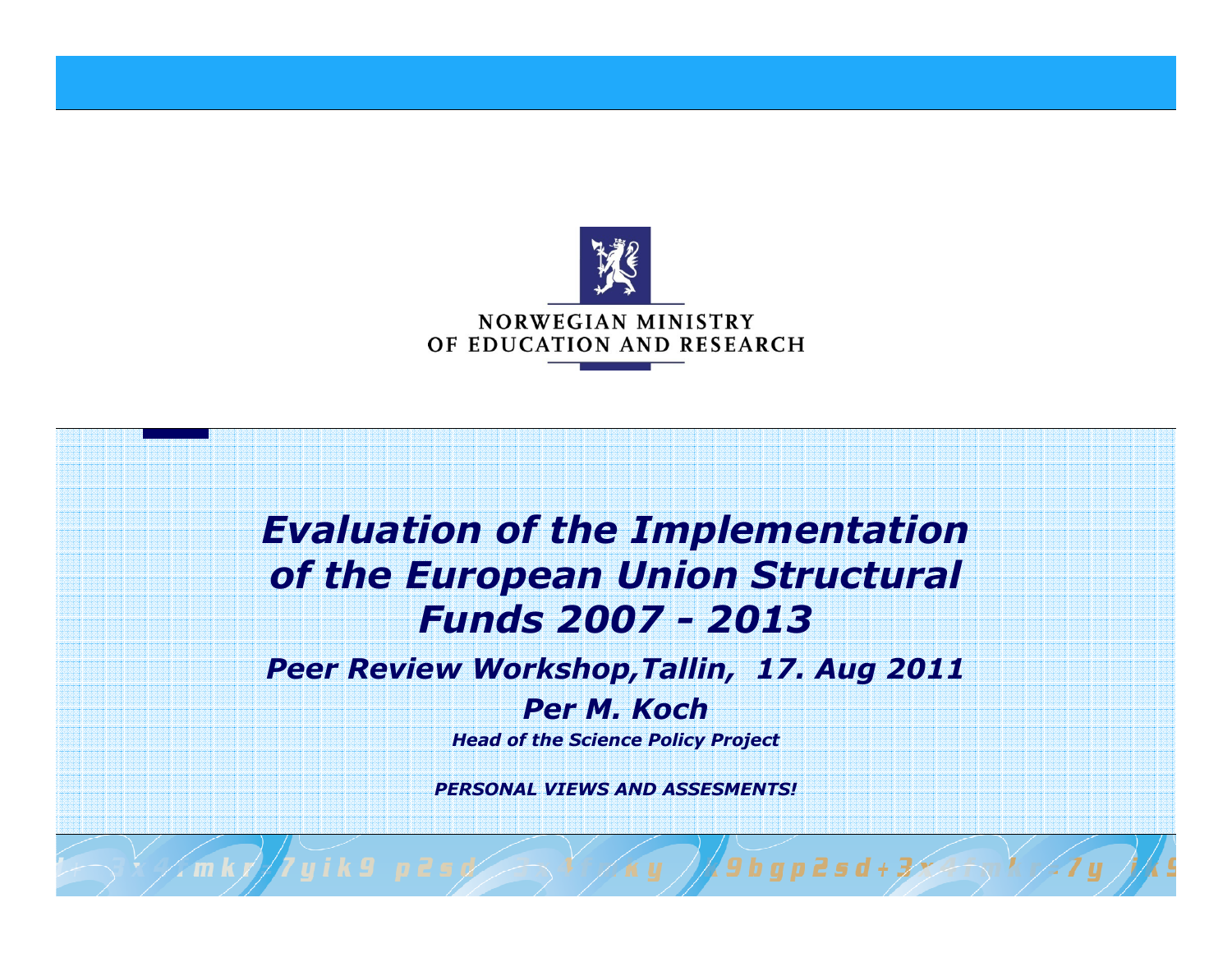NORWEGIAN MINISTRY
OF EDUCATION AND RESEARCH

# *Evaluation of the Implementation of the European Union Structural Funds 2007 - 2013*

## *Peer Review Workshop,Tallin, 17. Aug 2011*

## *Per M. Koch*

***Head of the Science Policy Project***

***PERSONAL VIEWS AND ASSESMENTS!***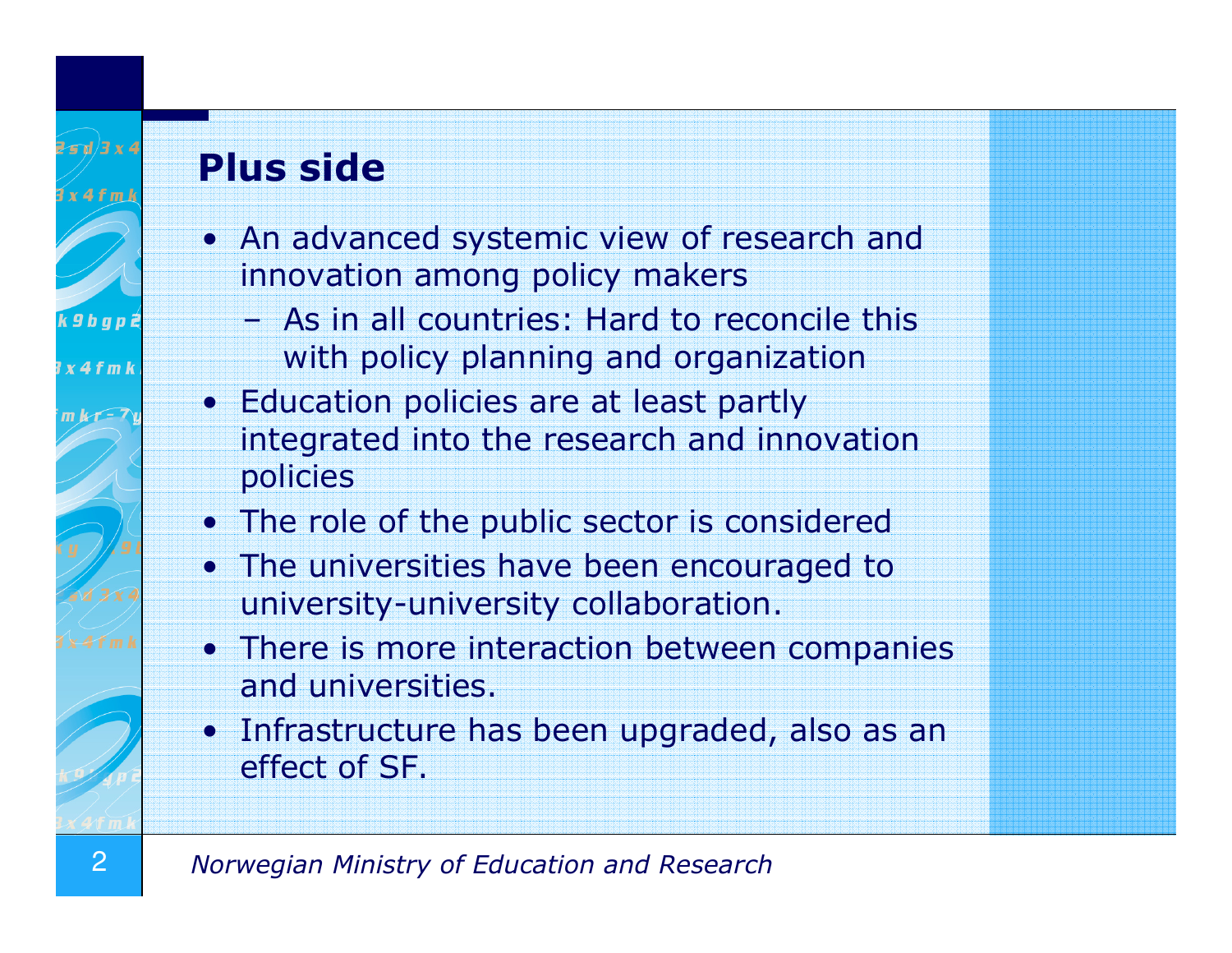# Plus side

- An advanced systemic view of research and innovation among policy makers
  - As in all countries: Hard to reconcile this with policy planning and organization
- Education policies are at least partly integrated into the research and innovation policies
- The role of the public sector is considered
- The universities have been encouraged to university-university collaboration.
- There is more interaction between companies and universities.
- Infrastructure has been upgraded, also as an effect of SF.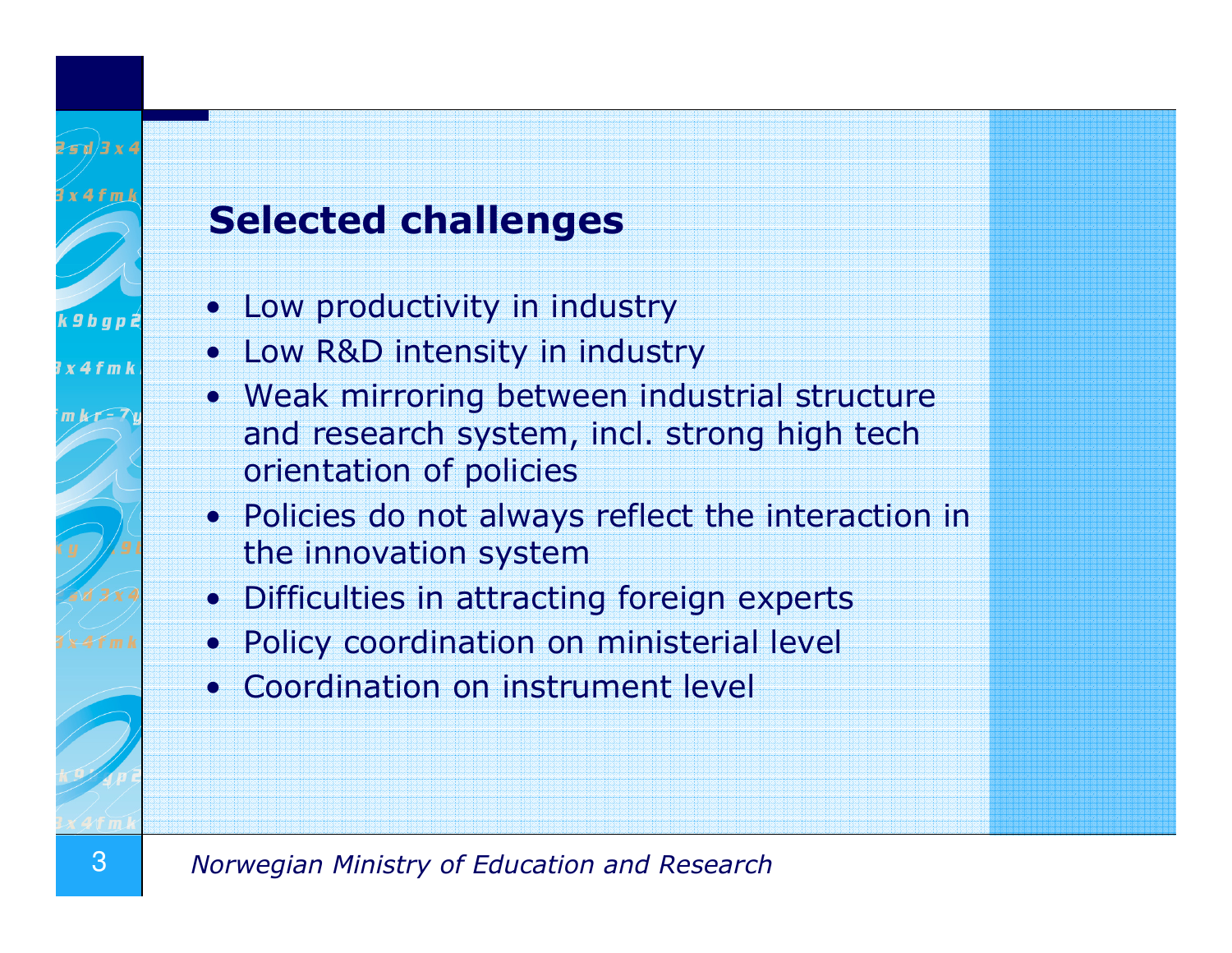## Selected challenges

- Low productivity in industry
- Low R&D intensity in industry
- Weak mirroring between industrial structure and research system, incl. strong high tech orientation of policies
- Policies do not always reflect the interaction in the innovation system
- Difficulties in attracting foreign experts
- Policy coordination on ministerial level
- Coordination on instrument level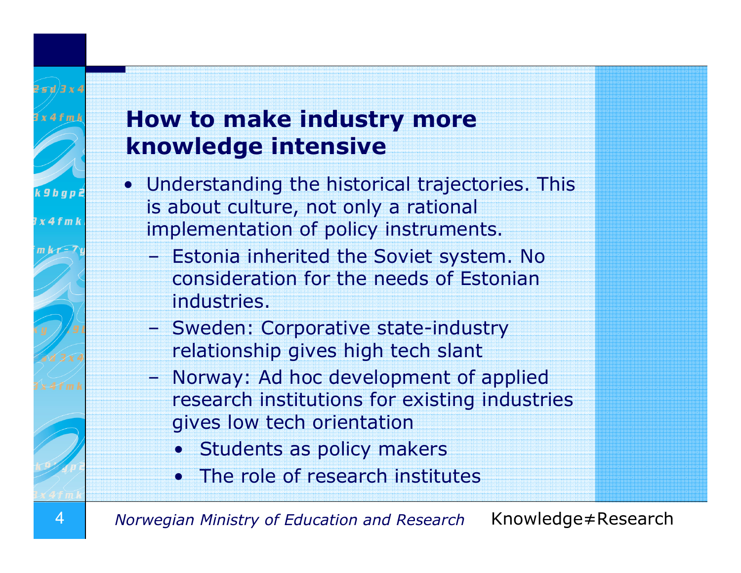# How to make industry more knowledge intensive

- Understanding the historical trajectories. This is about culture, not only a rational implementation of policy instruments.
  - Estonia inherited the Soviet system. No consideration for the needs of Estonian industries.
  - Sweden: Corporative state-industry relationship gives high tech slant
  - Norway: Ad hoc development of applied research institutions for existing industries gives low tech orientation
    - Students as policy makers
    - The role of research institutes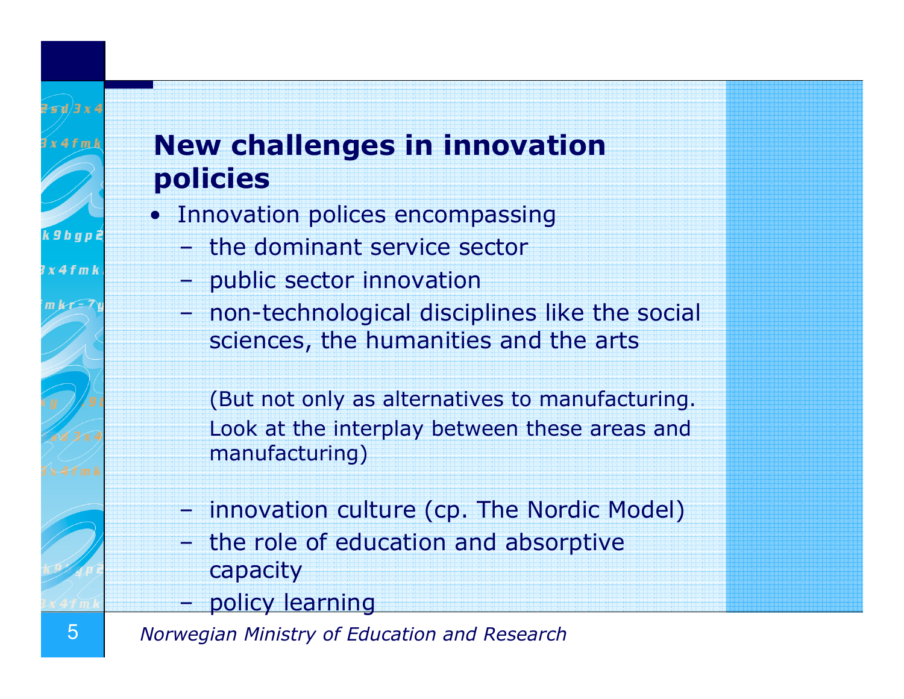# New challenges in innovation policies

- Innovation polices encompassing
  - the dominant service sector
  - public sector innovation
  - non-technological disciplines like the social sciences, the humanities and the arts

    (But not only as alternatives to manufacturing. Look at the interplay between these areas and manufacturing)

  - innovation culture (cp. The Nordic Model)
  - the role of education and absorptive capacity
  - policy learning

*Norwegian Ministry of Education and Research*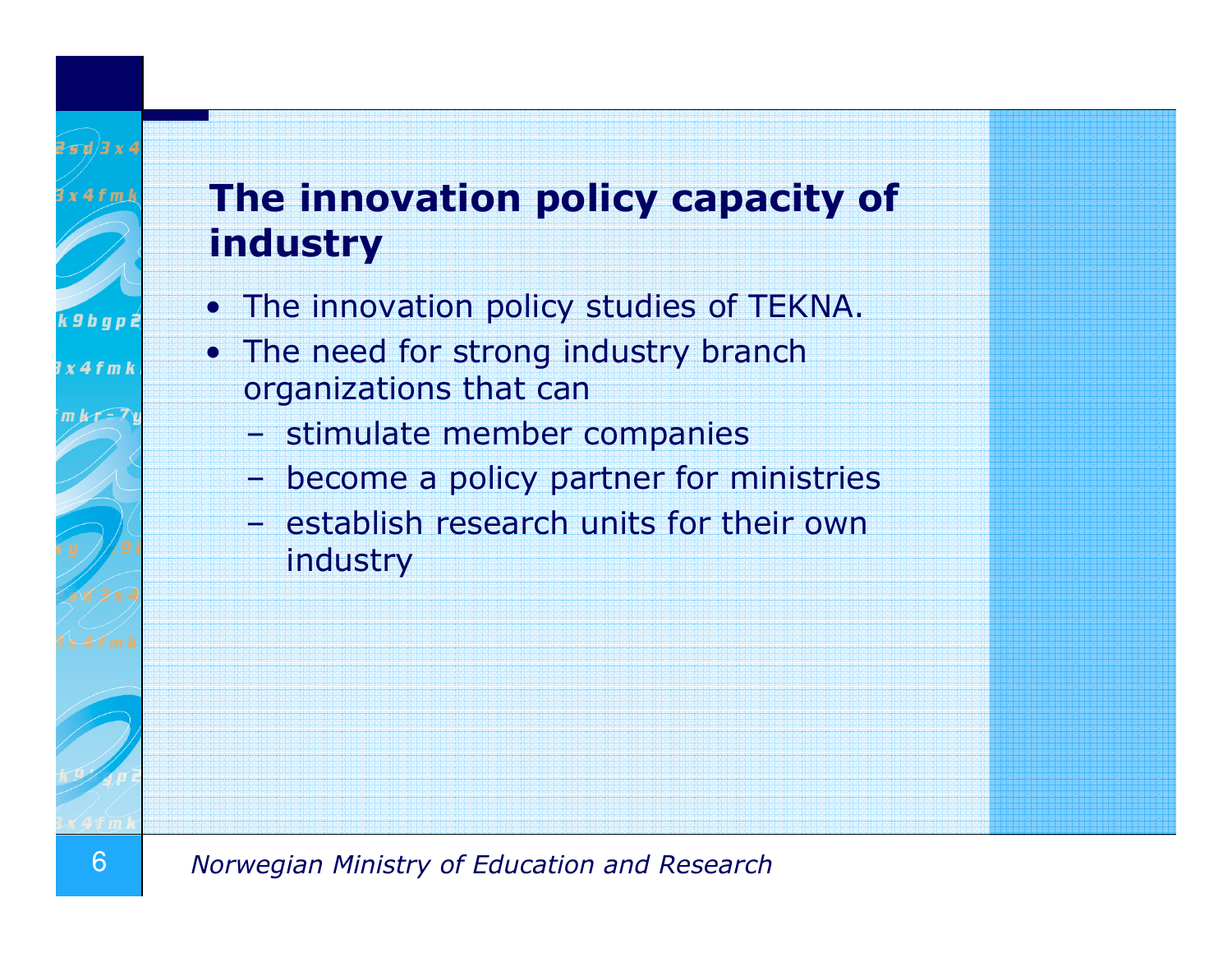# The innovation policy capacity of industry

- The innovation policy studies of TEKNA.
- The need for strong industry branch organizations that can
  - stimulate member companies
  - become a policy partner for ministries
  - establish research units for their own industry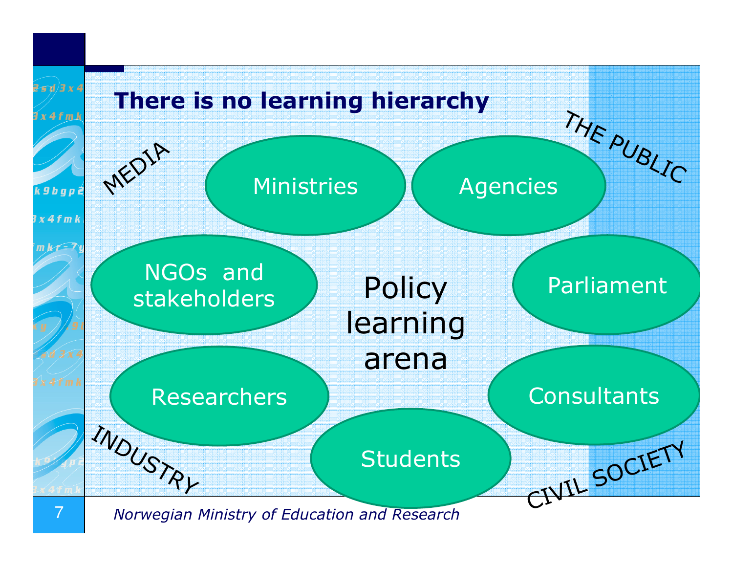## There is no learning hierarchy

MEDIA

THE PUBLIC

Ministries

Agencies

NGOs and stakeholders

Policy learning arena

Parliament

Researchers

Consultants

Students

INDUSTRY

CIVIL SOCIETY

*Norwegian Ministry of Education and Research*